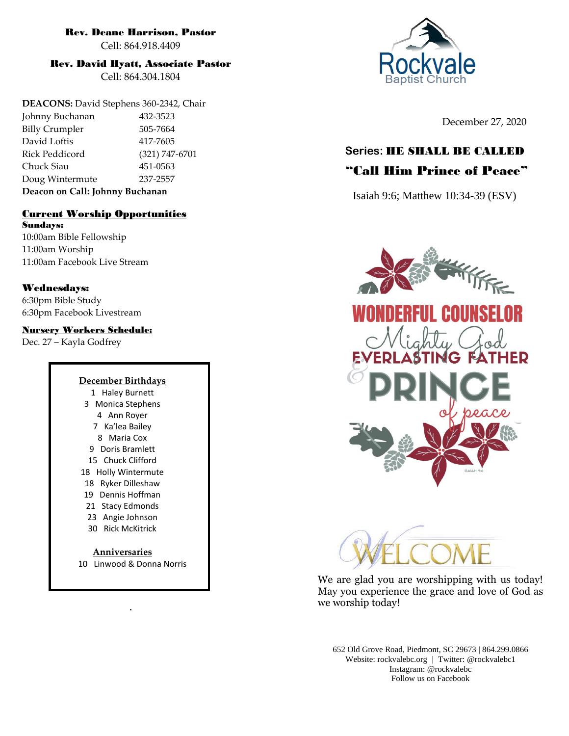**Rev. Deane Harrison, Pastor**
Cell: 864.918.4409

**Rev. David Hyatt, Associate Pastor**
Cell: 864.304.1804

**DEACONS:** David Stephens 360-2342, Chair

| | |
|---|---|
| Johnny Buchanan | 432-3523 |
| Billy Crumpler | 505-7664 |
| David Loftis | 417-7605 |
| Rick Peddicord | (321) 747-6701 |
| Chuck Siau | 451-0563 |
| Doug Wintermute | 237-2557 |

**Deacon on Call: Johnny Buchanan**

## Current Worship Opportunities

**Sundays:**
10:00am Bible Fellowship
11:00am Worship
11:00am Facebook Live Stream

**Wednesdays:**
6:30pm Bible Study
6:30pm Facebook Livestream

**Nursery Workers Schedule:**
Dec. 27 – Kayla Godfrey

### December Birthdays

1 Haley Burnett
3 Monica Stephens
4 Ann Royer
7 Ka'lea Bailey
8 Maria Cox
9 Doris Bramlett
15 Chuck Clifford
18 Holly Wintermute
18 Ryker Dilleshaw
19 Dennis Hoffman
21 Stacy Edmonds
23 Angie Johnson
30 Rick McKitrick

### Anniversaries

10 Linwood & Donna Norris

Rockvale Baptist Church

December 27, 2020

## Series: HE SHALL BE CALLED
## "Call Him Prince of Peace"

Isaiah 9:6; Matthew 10:34-39 (ESV)

WONDERFUL COUNSELOR
Mighty God
EVERLASTING FATHER
& PRINCE
of peace

ISAIAH 9:6

WELCOME

We are glad you are worshipping with us today! May you experience the grace and love of God as we worship today!

652 Old Grove Road, Piedmont, SC 29673 | 864.299.0866
Website: rockvalebc.org | Twitter: @rockvalebc1
Instagram: @rockvalebc
Follow us on Facebook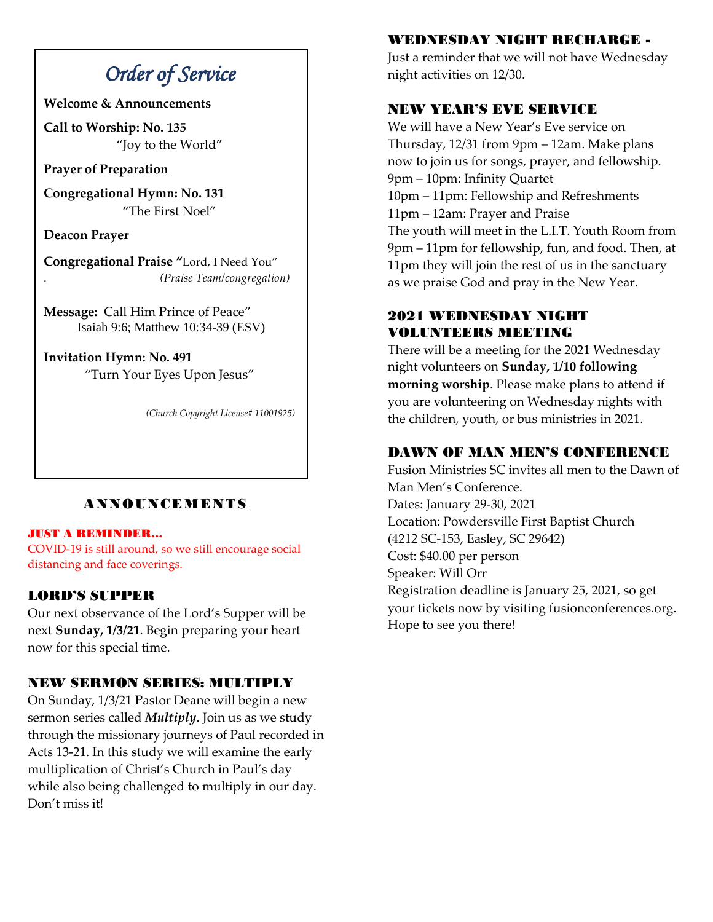# *Order of Service*

**Welcome & Announcements**

**Call to Worship: No. 135**
"Joy to the World"

**Prayer of Preparation**

**Congregational Hymn: No. 131**
"The First Noel"

**Deacon Prayer**

**Congregational Praise "**Lord, I Need You"
*(Praise Team/congregation)*

**Message:** Call Him Prince of Peace"
Isaiah 9:6; Matthew 10:34-39 (ESV)

**Invitation Hymn: No. 491**
"Turn Your Eyes Upon Jesus"

*(Church Copyright License# 11001925)*

## ANNOUNCEMENTS

**JUST A REMINDER…**
COVID-19 is still around, so we still encourage social distancing and face coverings.

### LORD'S SUPPER

Our next observance of the Lord's Supper will be next **Sunday, 1/3/21**. Begin preparing your heart now for this special time.

### NEW SERMON SERIES: MULTIPLY

On Sunday, 1/3/21 Pastor Deane will begin a new sermon series called ***Multiply***. Join us as we study through the missionary journeys of Paul recorded in Acts 13-21. In this study we will examine the early multiplication of Christ's Church in Paul's day while also being challenged to multiply in our day. Don't miss it!

### WEDNESDAY NIGHT RECHARGE -

Just a reminder that we will not have Wednesday night activities on 12/30.

### NEW YEAR'S EVE SERVICE

We will have a New Year's Eve service on Thursday, 12/31 from 9pm – 12am. Make plans now to join us for songs, prayer, and fellowship.
9pm – 10pm: Infinity Quartet
10pm – 11pm: Fellowship and Refreshments
11pm – 12am: Prayer and Praise
The youth will meet in the L.I.T. Youth Room from 9pm – 11pm for fellowship, fun, and food. Then, at 11pm they will join the rest of us in the sanctuary as we praise God and pray in the New Year.

### 2021 WEDNESDAY NIGHT VOLUNTEERS MEETING

There will be a meeting for the 2021 Wednesday night volunteers on **Sunday, 1/10 following morning worship**. Please make plans to attend if you are volunteering on Wednesday nights with the children, youth, or bus ministries in 2021.

### DAWN OF MAN MEN'S CONFERENCE

Fusion Ministries SC invites all men to the Dawn of Man Men's Conference.
Dates: January 29-30, 2021
Location: Powdersville First Baptist Church
(4212 SC-153, Easley, SC 29642)
Cost: $40.00 per person
Speaker: Will Orr
Registration deadline is January 25, 2021, so get your tickets now by visiting fusionconferences.org. Hope to see you there!